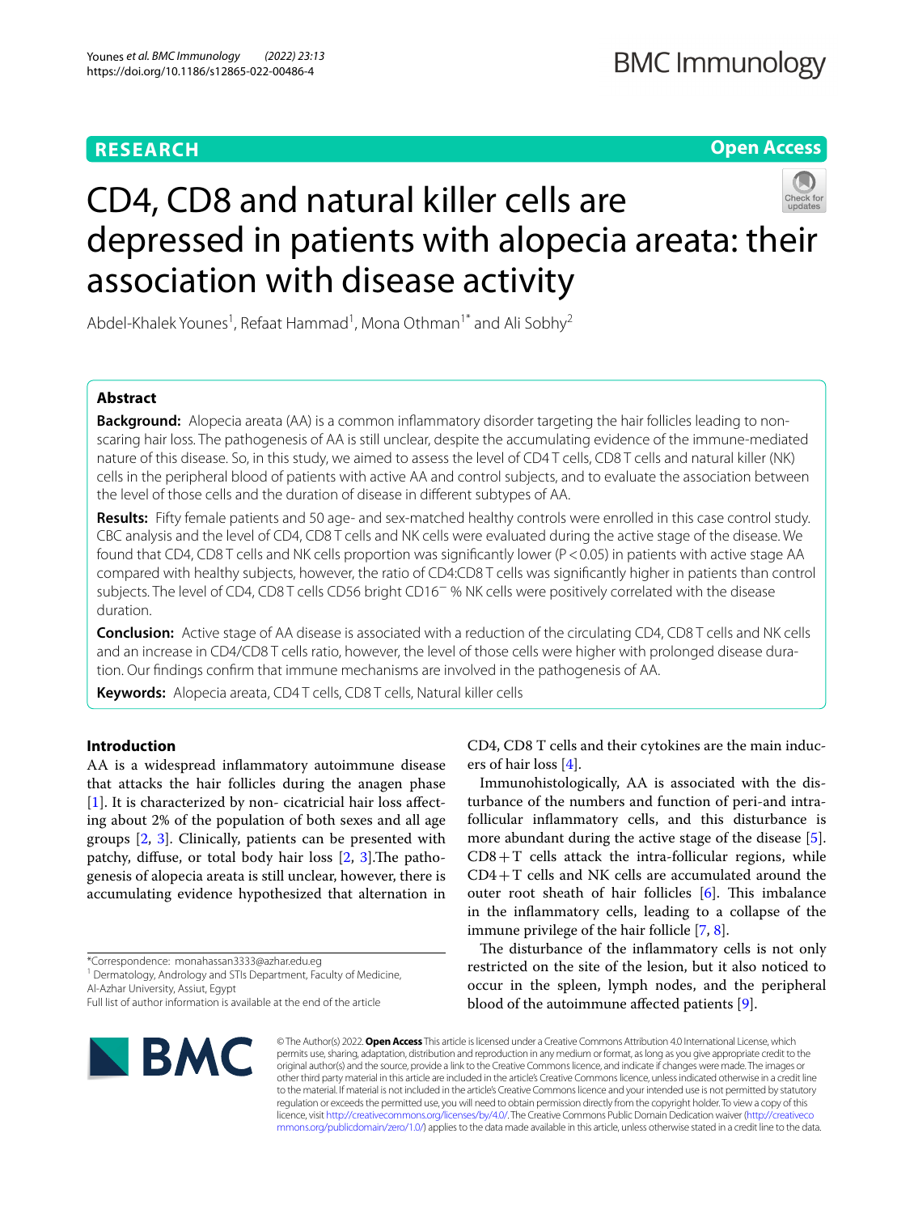RESEARCH

Open Access

# CD4, CD8 and natural killer cells are depressed in patients with alopecia areata: their association with disease activity

Abdel-Khalek Younes[1], Refaat Hammad[1], Mona Othman[1*] and Ali Sobhy[2]

## Abstract

**Background:** Alopecia areata (AA) is a common inflammatory disorder targeting the hair follicles leading to non-scaring hair loss. The pathogenesis of AA is still unclear, despite the accumulating evidence of the immune-mediated nature of this disease. So, in this study, we aimed to assess the level of CD4 T cells, CD8 T cells and natural killer (NK) cells in the peripheral blood of patients with active AA and control subjects, and to evaluate the association between the level of those cells and the duration of disease in different subtypes of AA.

**Results:** Fifty female patients and 50 age- and sex-matched healthy controls were enrolled in this case control study. CBC analysis and the level of CD4, CD8 T cells and NK cells were evaluated during the active stage of the disease. We found that CD4, CD8 T cells and NK cells proportion was significantly lower ($P < 0.05$) in patients with active stage AA compared with healthy subjects, however, the ratio of CD4:CD8 T cells was significantly higher in patients than control subjects. The level of CD4, CD8 T cells CD56 bright $CD16^{-}$ % NK cells were positively correlated with the disease duration.

**Conclusion:** Active stage of AA disease is associated with a reduction of the circulating CD4, CD8 T cells and NK cells and an increase in CD4/CD8 T cells ratio, however, the level of those cells were higher with prolonged disease duration. Our findings confirm that immune mechanisms are involved in the pathogenesis of AA.

**Keywords:** Alopecia areata, CD4 T cells, CD8 T cells, Natural killer cells

## Introduction

AA is a widespread inflammatory autoimmune disease that attacks the hair follicles during the anagen phase [1]. It is characterized by non- cicatricial hair loss affecting about 2% of the population of both sexes and all age groups [2, 3]. Clinically, patients can be presented with patchy, diffuse, or total body hair loss [2, 3].The pathogenesis of alopecia areata is still unclear, however, there is accumulating evidence hypothesized that alternation in CD4, CD8 T cells and their cytokines are the main inducers of hair loss [4].

Immunohistologically, AA is associated with the disturbance of the numbers and function of peri-and intra-follicular inflammatory cells, and this disturbance is more abundant during the active stage of the disease [5]. CD8+T cells attack the intra-follicular regions, while CD4+T cells and NK cells are accumulated around the outer root sheath of hair follicles [6]. This imbalance in the inflammatory cells, leading to a collapse of the immune privilege of the hair follicle [7, 8].

The disturbance of the inflammatory cells is not only restricted on the site of the lesion, but it also noticed to occur in the spleen, lymph nodes, and the peripheral blood of the autoimmune affected patients [9].

*Correspondence: monahassan3333@azhar.edu.eg
[1] Dermatology, Andrology and STIs Department, Faculty of Medicine, Al-Azhar University, Assiut, Egypt
Full list of author information is available at the end of the article

© The Author(s) 2022. **Open Access** This article is licensed under a Creative Commons Attribution 4.0 International License, which permits use, sharing, adaptation, distribution and reproduction in any medium or format, as long as you give appropriate credit to the original author(s) and the source, provide a link to the Creative Commons licence, and indicate if changes were made. The images or other third party material in this article are included in the article's Creative Commons licence, unless indicated otherwise in a credit line to the material. If material is not included in the article's Creative Commons licence and your intended use is not permitted by statutory regulation or exceeds the permitted use, you will need to obtain permission directly from the copyright holder. To view a copy of this licence, visit http://creativecommons.org/licenses/by/4.0/. The Creative Commons Public Domain Dedication waiver (http://creativecommons.org/publicdomain/zero/1.0/) applies to the data made available in this article, unless otherwise stated in a credit line to the data.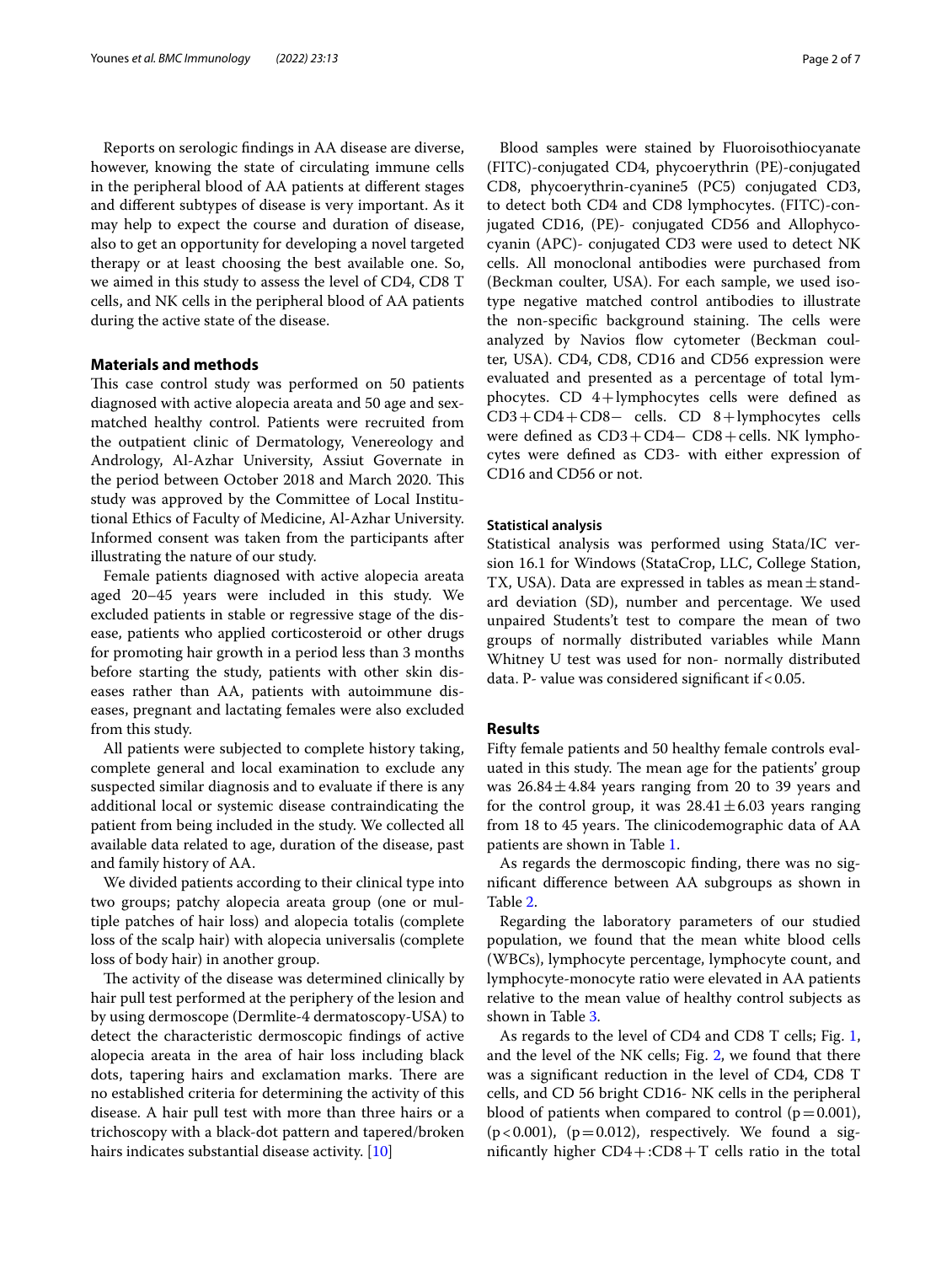Reports on serologic findings in AA disease are diverse, however, knowing the state of circulating immune cells in the peripheral blood of AA patients at different stages and different subtypes of disease is very important. As it may help to expect the course and duration of disease, also to get an opportunity for developing a novel targeted therapy or at least choosing the best available one. So, we aimed in this study to assess the level of CD4, CD8 T cells, and NK cells in the peripheral blood of AA patients during the active state of the disease.

## Materials and methods

This case control study was performed on 50 patients diagnosed with active alopecia areata and 50 age and sex-matched healthy control. Patients were recruited from the outpatient clinic of Dermatology, Venereology and Andrology, Al-Azhar University, Assiut Governate in the period between October 2018 and March 2020. This study was approved by the Committee of Local Institutional Ethics of Faculty of Medicine, Al-Azhar University. Informed consent was taken from the participants after illustrating the nature of our study.

Female patients diagnosed with active alopecia areata aged 20–45 years were included in this study. We excluded patients in stable or regressive stage of the disease, patients who applied corticosteroid or other drugs for promoting hair growth in a period less than 3 months before starting the study, patients with other skin diseases rather than AA, patients with autoimmune diseases, pregnant and lactating females were also excluded from this study.

All patients were subjected to complete history taking, complete general and local examination to exclude any suspected similar diagnosis and to evaluate if there is any additional local or systemic disease contraindicating the patient from being included in the study. We collected all available data related to age, duration of the disease, past and family history of AA.

We divided patients according to their clinical type into two groups; patchy alopecia areata group (one or multiple patches of hair loss) and alopecia totalis (complete loss of the scalp hair) with alopecia universalis (complete loss of body hair) in another group.

The activity of the disease was determined clinically by hair pull test performed at the periphery of the lesion and by using dermoscope (Dermlite-4 dermatoscopy-USA) to detect the characteristic dermoscopic findings of active alopecia areata in the area of hair loss including black dots, tapering hairs and exclamation marks. There are no established criteria for determining the activity of this disease. A hair pull test with more than three hairs or a trichoscopy with a black-dot pattern and tapered/broken hairs indicates substantial disease activity. [10]

Blood samples were stained by Fluoroisothiocyanate (FITC)-conjugated CD4, phycoerythrin (PE)-conjugated CD8, phycoerythrin-cyanine5 (PC5) conjugated CD3, to detect both CD4 and CD8 lymphocytes. (FITC)-conjugated CD16, (PE)- conjugated CD56 and Allophycocyanin (APC)- conjugated CD3 were used to detect NK cells. All monoclonal antibodies were purchased from (Beckman coulter, USA). For each sample, we used isotype negative matched control antibodies to illustrate the non-specific background staining. The cells were analyzed by Navios flow cytometer (Beckman coulter, USA). CD4, CD8, CD16 and CD56 expression were evaluated and presented as a percentage of total lymphocytes. CD 4+lymphocytes cells were defined as CD3+CD4+CD8− cells. CD 8+lymphocytes cells were defined as CD3+CD4− CD8+cells. NK lymphocytes were defined as CD3- with either expression of CD16 and CD56 or not.

### Statistical analysis

Statistical analysis was performed using Stata/IC version 16.1 for Windows (StataCrop, LLC, College Station, TX, USA). Data are expressed in tables as mean ± standard deviation (SD), number and percentage. We used unpaired Students't test to compare the mean of two groups of normally distributed variables while Mann Whitney U test was used for non- normally distributed data. P- value was considered significant if $<0.05$.

## Results

Fifty female patients and 50 healthy female controls evaluated in this study. The mean age for the patients' group was $26.84 \pm 4.84$ years ranging from 20 to 39 years and for the control group, it was $28.41 \pm 6.03$ years ranging from 18 to 45 years. The clinicodemographic data of AA patients are shown in Table 1.

As regards the dermoscopic finding, there was no significant difference between AA subgroups as shown in Table 2.

Regarding the laboratory parameters of our studied population, we found that the mean white blood cells (WBCs), lymphocyte percentage, lymphocyte count, and lymphocyte-monocyte ratio were elevated in AA patients relative to the mean value of healthy control subjects as shown in Table 3.

As regards to the level of CD4 and CD8 T cells; Fig. 1, and the level of the NK cells; Fig. 2, we found that there was a significant reduction in the level of CD4, CD8 T cells, and CD 56 bright CD16- NK cells in the peripheral blood of patients when compared to control ($p=0.001$), ($p<0.001$), ($p=0.012$), respectively. We found a significantly higher CD4+:CD8+T cells ratio in the total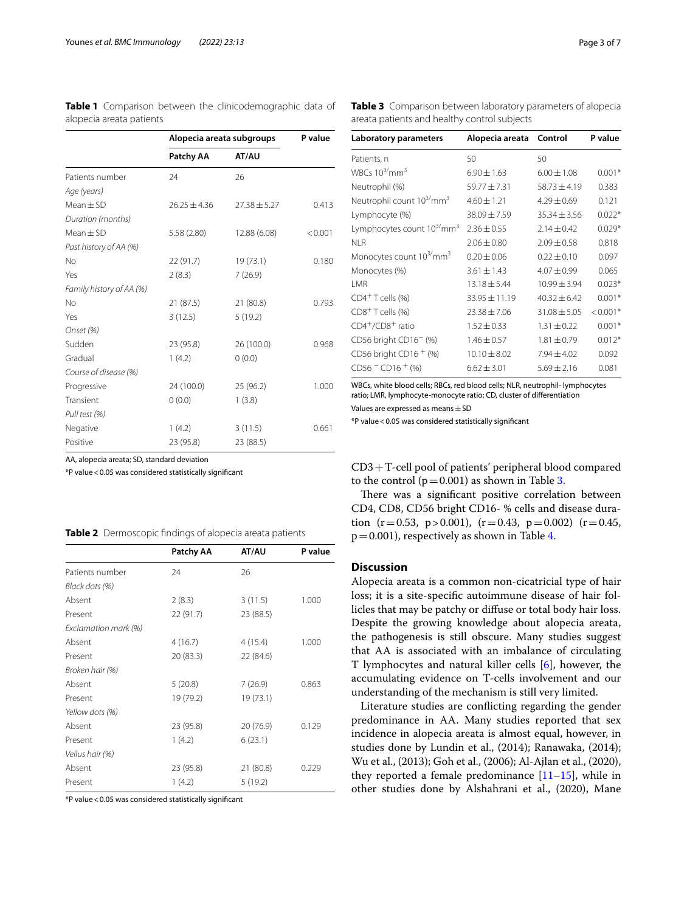**Table 1** Comparison between the clinicodemographic data of alopecia areata patients

| | Alopecia areata subgroups | | P value |
|---|---|---|---|
| | Patchy AA | AT/AU | |
| Patients number | 24 | 26 | |
| *Age (years)* | | | |
| Mean ± SD | 26.25 ± 4.36 | 27.38 ± 5.27 | 0.413 |
| *Duration (months)* | | | |
| Mean ± SD | 5.58 (2.80) | 12.88 (6.08) | < 0.001 |
| *Past history of AA (%)* | | | |
| No | 22 (91.7) | 19 (73.1) | 0.180 |
| Yes | 2 (8.3) | 7 (26.9) | |
| *Family history of AA (%)* | | | |
| No | 21 (87.5) | 21 (80.8) | 0.793 |
| Yes | 3 (12.5) | 5 (19.2) | |
| *Onset (%)* | | | |
| Sudden | 23 (95.8) | 26 (100.0) | 0.968 |
| Gradual | 1 (4.2) | 0 (0.0) | |
| *Course of disease (%)* | | | |
| Progressive | 24 (100.0) | 25 (96.2) | 1.000 |
| Transient | 0 (0.0) | 1 (3.8) | |
| *Pull test (%)* | | | |
| Negative | 1 (4.2) | 3 (11.5) | 0.661 |
| Positive | 23 (95.8) | 23 (88.5) | |

AA, alopecia areata; SD, standard deviation

*P value < 0.05 was considered statistically significant

**Table 2** Dermoscopic findings of alopecia areata patients

| | Patchy AA | AT/AU | P value |
|---|---|---|---|
| Patients number | 24 | 26 | |
| *Black dots (%)* | | | |
| Absent | 2 (8.3) | 3 (11.5) | 1.000 |
| Present | 22 (91.7) | 23 (88.5) | |
| *Exclamation mark (%)* | | | |
| Absent | 4 (16.7) | 4 (15.4) | 1.000 |
| Present | 20 (83.3) | 22 (84.6) | |
| *Broken hair (%)* | | | |
| Absent | 5 (20.8) | 7 (26.9) | 0.863 |
| Present | 19 (79.2) | 19 (73.1) | |
| *Yellow dots (%)* | | | |
| Absent | 23 (95.8) | 20 (76.9) | 0.129 |
| Present | 1 (4.2) | 6 (23.1) | |
| *Vellus hair (%)* | | | |
| Absent | 23 (95.8) | 21 (80.8) | 0.229 |
| Present | 1 (4.2) | 5 (19.2) | |

*P value < 0.05 was considered statistically significant

**Table 3** Comparison between laboratory parameters of alopecia areata patients and healthy control subjects

| Laboratory parameters | Alopecia areata | Control | P value |
|---|---|---|---|
| Patients, n | 50 | 50 | |
| WBCs $10^3/mm^3$ | 6.90 ± 1.63 | 6.00 ± 1.08 | 0.001* |
| Neutrophil (%) | 59.77 ± 7.31 | 58.73 ± 4.19 | 0.383 |
| Neutrophil count $10^3/mm^3$ | 4.60 ± 1.21 | 4.29 ± 0.69 | 0.121 |
| Lymphocyte (%) | 38.09 ± 7.59 | 35.34 ± 3.56 | 0.022* |
| Lymphocytes count $10^3/mm^3$ | 2.36 ± 0.55 | 2.14 ± 0.42 | 0.029* |
| NLR | 2.06 ± 0.80 | 2.09 ± 0.58 | 0.818 |
| Monocytes count $10^3/mm^3$ | 0.20 ± 0.06 | 0.22 ± 0.10 | 0.097 |
| Monocytes (%) | 3.61 ± 1.43 | 4.07 ± 0.99 | 0.065 |
| LMR | 13.18 ± 5.44 | 10.99 ± 3.94 | 0.023* |
| $CD4^+$ T cells (%) | 33.95 ± 11.19 | 40.32 ± 6.42 | 0.001* |
| $CD8^+$ T cells (%) | 23.38 ± 7.06 | 31.08 ± 5.05 | < 0.001* |
| $CD4^+/CD8^+$ ratio | 1.52 ± 0.33 | 1.31 ± 0.22 | 0.001* |
| CD56 bright $CD16^-$ (%) | 1.46 ± 0.57 | 1.81 ± 0.79 | 0.012* |
| CD56 bright $CD16^+$ (%) | 10.10 ± 8.02 | 7.94 ± 4.02 | 0.092 |
| $CD56^-$ $CD16^+$ (%) | 6.62 ± 3.01 | 5.69 ± 2.16 | 0.081 |

WBCs, white blood cells; RBCs, red blood cells; NLR, neutrophil- lymphocytes ratio; LMR, lymphocyte-monocyte ratio; CD, cluster of differentiation

Values are expressed as means ± SD

*P value < 0.05 was considered statistically significant

CD3 + T-cell pool of patients' peripheral blood compared to the control ($p = 0.001$) as shown in Table 3.

There was a significant positive correlation between CD4, CD8, CD56 bright CD16- % cells and disease duration ($r = 0.53$, $p > 0.001$), ($r = 0.43$, $p = 0.002$) ($r = 0.45$, $p = 0.001$), respectively as shown in Table 4.

## Discussion

Alopecia areata is a common non-cicatricial type of hair loss; it is a site-specific autoimmune disease of hair follicles that may be patchy or diffuse or total body hair loss. Despite the growing knowledge about alopecia areata, the pathogenesis is still obscure. Many studies suggest that AA is associated with an imbalance of circulating T lymphocytes and natural killer cells [6], however, the accumulating evidence on T-cells involvement and our understanding of the mechanism is still very limited.

Literature studies are conflicting regarding the gender predominance in AA. Many studies reported that sex incidence in alopecia areata is almost equal, however, in studies done by Lundin et al., (2014); Ranawaka, (2014); Wu et al., (2013); Goh et al., (2006); Al-Ajlan et al., (2020), they reported a female predominance [11–15], while in other studies done by Alshahrani et al., (2020), Mane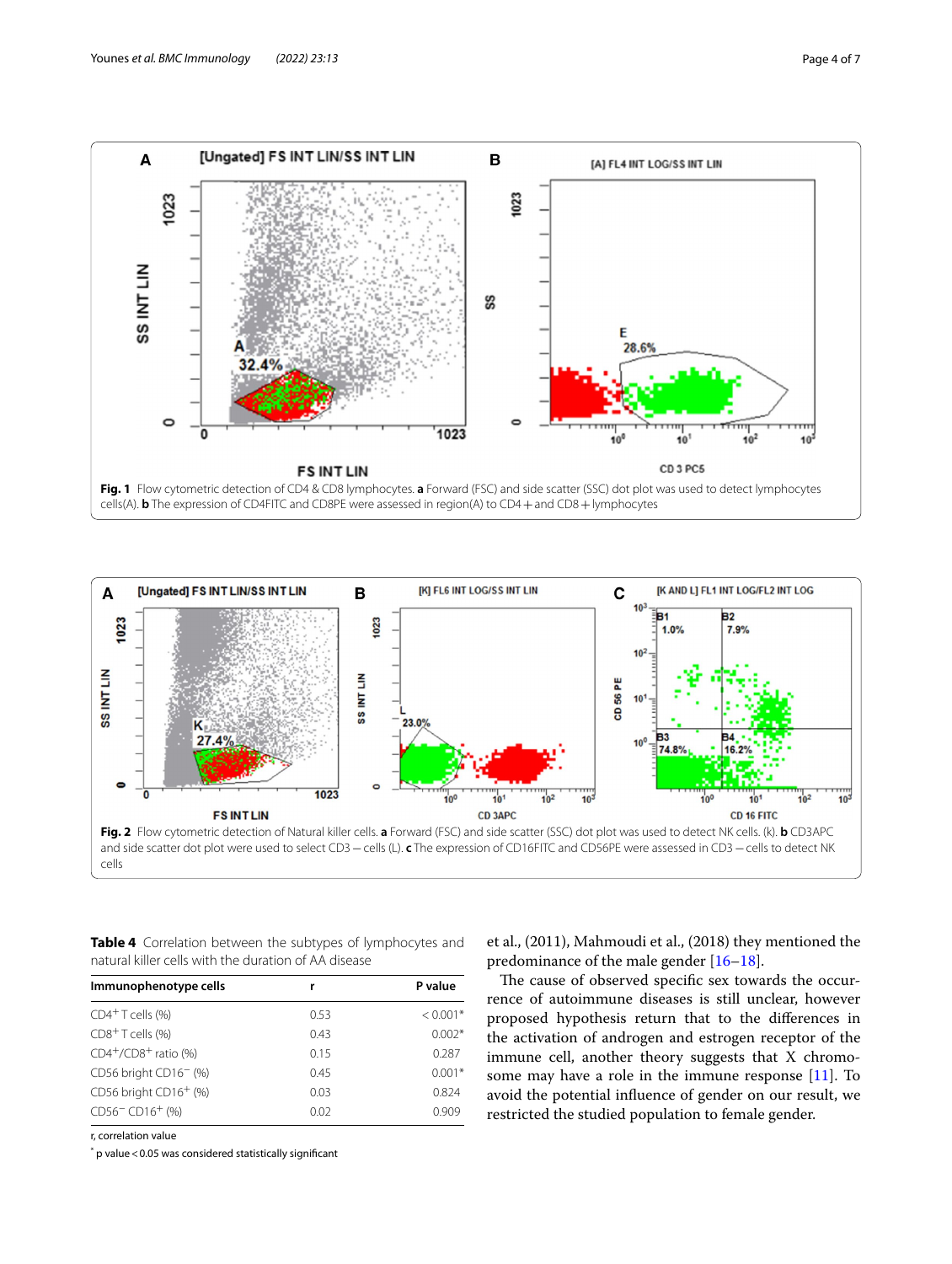Fig. 1 Flow cytometric detection of CD4 & CD8 lymphocytes. **a** Forward (FSC) and side scatter (SSC) dot plot was used to detect lymphocytes cells(A). **b** The expression of CD4FITC and CD8PE were assessed in region(A) to CD4+and CD8+lymphocytes

Fig. 2 Flow cytometric detection of Natural killer cells. **a** Forward (FSC) and side scatter (SSC) dot plot was used to detect NK cells. (k). **b** CD3APC and side scatter dot plot were used to select CD3−cells (L). **c** The expression of CD16FITC and CD56PE were assessed in CD3−cells to detect NK cells

**Table 4** Correlation between the subtypes of lymphocytes and natural killer cells with the duration of AA disease

| Immunophenotype cells | r | P value |
|---|---|---|
| $CD4^{+}$ T cells (%) | 0.53 | < 0.001* |
| $CD8^{+}$ T cells (%) | 0.43 | 0.002* |
| $CD4^{+}/CD8^{+}$ ratio (%) | 0.15 | 0.287 |
| CD56 bright $CD16^{-}$ (%) | 0.45 | 0.001* |
| CD56 bright $CD16^{+}$ (%) | 0.03 | 0.824 |
| $CD56^{-}$ $CD16^{+}$ (%) | 0.02 | 0.909 |

r, correlation value

* p value < 0.05 was considered statistically significant

et al., (2011), Mahmoudi et al., (2018) they mentioned the predominance of the male gender [16–18].

The cause of observed specific sex towards the occurrence of autoimmune diseases is still unclear, however proposed hypothesis return that to the differences in the activation of androgen and estrogen receptor of the immune cell, another theory suggests that X chromosome may have a role in the immune response [11]. To avoid the potential influence of gender on our result, we restricted the studied population to female gender.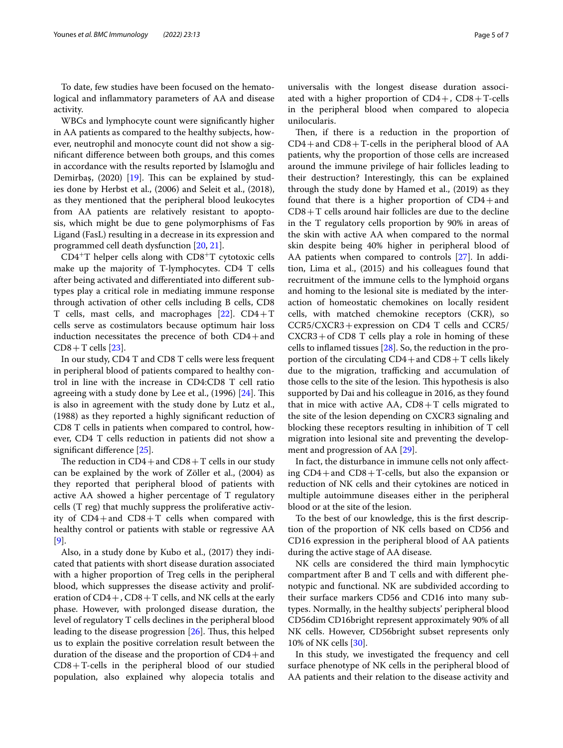To date, few studies have been focused on the hematological and inflammatory parameters of AA and disease activity.

WBCs and lymphocyte count were significantly higher in AA patients as compared to the healthy subjects, however, neutrophil and monocyte count did not show a significant difference between both groups, and this comes in accordance with the results reported by İslamoğlu and Demirbaş, (2020) [19]. This can be explained by studies done by Herbst et al., (2006) and Seleit et al., (2018), as they mentioned that the peripheral blood leukocytes from AA patients are relatively resistant to apoptosis, which might be due to gene polymorphisms of Fas Ligand (FasL) resulting in a decrease in its expression and programmed cell death dysfunction [20, 21].

$CD4^{+}$T helper cells along with $CD8^{+}$T cytotoxic cells make up the majority of T-lymphocytes. CD4 T cells after being activated and differentiated into different subtypes play a critical role in mediating immune response through activation of other cells including B cells, CD8 T cells, mast cells, and macrophages [22]. CD4+T cells serve as costimulators because optimum hair loss induction necessitates the precence of both CD4+and CD8+T cells [23].

In our study, CD4 T and CD8 T cells were less frequent in peripheral blood of patients compared to healthy control in line with the increase in CD4:CD8 T cell ratio agreeing with a study done by Lee et al., (1996) [24]. This is also in agreement with the study done by Lutz et al., (1988) as they reported a highly significant reduction of CD8 T cells in patients when compared to control, however, CD4 T cells reduction in patients did not show a significant difference [25].

The reduction in CD4+and CD8+T cells in our study can be explained by the work of Zöller et al., (2004) as they reported that peripheral blood of patients with active AA showed a higher percentage of T regulatory cells (T reg) that muchly suppress the proliferative activity of CD4+and CD8+T cells when compared with healthy control or patients with stable or regressive AA [9].

Also, in a study done by Kubo et al., (2017) they indicated that patients with short disease duration associated with a higher proportion of Treg cells in the peripheral blood, which suppresses the disease activity and proliferation of CD4+, CD8+T cells, and NK cells at the early phase. However, with prolonged disease duration, the level of regulatory T cells declines in the peripheral blood leading to the disease progression [26]. Thus, this helped us to explain the positive correlation result between the duration of the disease and the proportion of CD4+and CD8+T-cells in the peripheral blood of our studied population, also explained why alopecia totalis and universalis with the longest disease duration associated with a higher proportion of CD4+, CD8+T-cells in the peripheral blood when compared to alopecia unilocularis.

Then, if there is a reduction in the proportion of CD4+and CD8+T-cells in the peripheral blood of AA patients, why the proportion of those cells are increased around the immune privilege of hair follicles leading to their destruction? Interestingly, this can be explained through the study done by Hamed et al., (2019) as they found that there is a higher proportion of CD4+and CD8+T cells around hair follicles are due to the decline in the T regulatory cells proportion by 90% in areas of the skin with active AA when compared to the normal skin despite being 40% higher in peripheral blood of AA patients when compared to controls [27]. In addition, Lima et al., (2015) and his colleagues found that recruitment of the immune cells to the lymphoid organs and homing to the lesional site is mediated by the interaction of homeostatic chemokines on locally resident cells, with matched chemokine receptors (CKR), so CCR5/CXCR3+expression on CD4 T cells and CCR5/CXCR3+of CD8 T cells play a role in homing of these cells to inflamed tissues [28]. So, the reduction in the proportion of the circulating CD4+and CD8+T cells likely due to the migration, trafficking and accumulation of those cells to the site of the lesion. This hypothesis is also supported by Dai and his colleague in 2016, as they found that in mice with active AA, CD8+T cells migrated to the site of the lesion depending on CXCR3 signaling and blocking these receptors resulting in inhibition of T cell migration into lesional site and preventing the development and progression of AA [29].

In fact, the disturbance in immune cells not only affecting CD4+and CD8+T-cells, but also the expansion or reduction of NK cells and their cytokines are noticed in multiple autoimmune diseases either in the peripheral blood or at the site of the lesion.

To the best of our knowledge, this is the first description of the proportion of NK cells based on CD56 and CD16 expression in the peripheral blood of AA patients during the active stage of AA disease.

NK cells are considered the third main lymphocytic compartment after B and T cells and with different phenotypic and functional. NK are subdivided according to their surface markers CD56 and CD16 into many subtypes. Normally, in the healthy subjects' peripheral blood CD56dim CD16bright represent approximately 90% of all NK cells. However, CD56bright subset represents only 10% of NK cells [30].

In this study, we investigated the frequency and cell surface phenotype of NK cells in the peripheral blood of AA patients and their relation to the disease activity and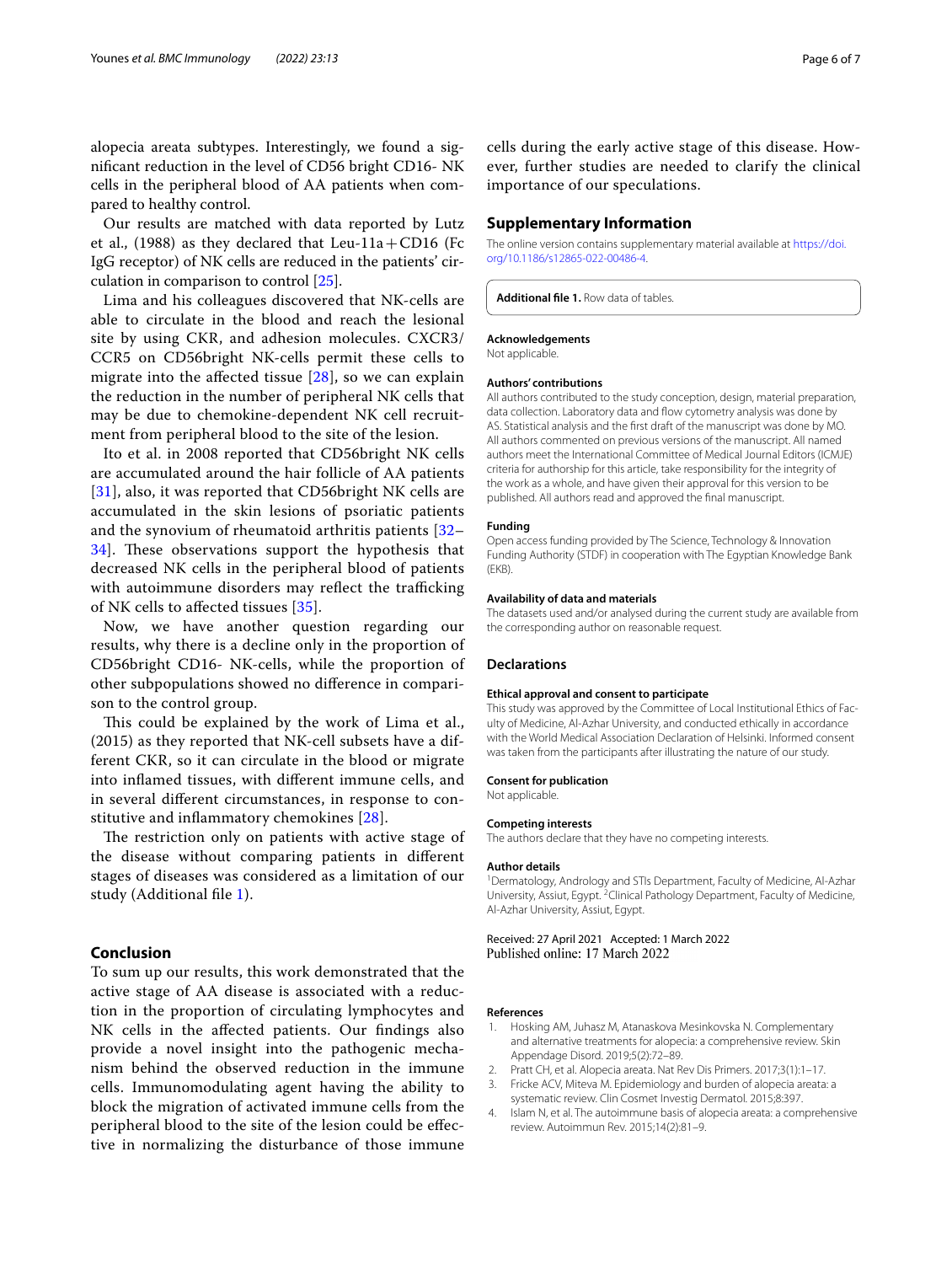alopecia areata subtypes. Interestingly, we found a significant reduction in the level of CD56 bright CD16- NK cells in the peripheral blood of AA patients when compared to healthy control.

Our results are matched with data reported by Lutz et al., (1988) as they declared that Leu-11a + CD16 (Fc IgG receptor) of NK cells are reduced in the patients' circulation in comparison to control [25].

Lima and his colleagues discovered that NK-cells are able to circulate in the blood and reach the lesional site by using CKR, and adhesion molecules. CXCR3/CCR5 on CD56bright NK-cells permit these cells to migrate into the affected tissue [28], so we can explain the reduction in the number of peripheral NK cells that may be due to chemokine-dependent NK cell recruitment from peripheral blood to the site of the lesion.

Ito et al. in 2008 reported that CD56bright NK cells are accumulated around the hair follicle of AA patients [31], also, it was reported that CD56bright NK cells are accumulated in the skin lesions of psoriatic patients and the synovium of rheumatoid arthritis patients [32–34]. These observations support the hypothesis that decreased NK cells in the peripheral blood of patients with autoimmune disorders may reflect the trafficking of NK cells to affected tissues [35].

Now, we have another question regarding our results, why there is a decline only in the proportion of CD56bright CD16- NK-cells, while the proportion of other subpopulations showed no difference in comparison to the control group.

This could be explained by the work of Lima et al., (2015) as they reported that NK-cell subsets have a different CKR, so it can circulate in the blood or migrate into inflamed tissues, with different immune cells, and in several different circumstances, in response to constitutive and inflammatory chemokines [28].

The restriction only on patients with active stage of the disease without comparing patients in different stages of diseases was considered as a limitation of our study (Additional file 1).

## Conclusion

To sum up our results, this work demonstrated that the active stage of AA disease is associated with a reduction in the proportion of circulating lymphocytes and NK cells in the affected patients. Our findings also provide a novel insight into the pathogenic mechanism behind the observed reduction in the immune cells. Immunomodulating agent having the ability to block the migration of activated immune cells from the peripheral blood to the site of the lesion could be effective in normalizing the disturbance of those immune cells during the early active stage of this disease. However, further studies are needed to clarify the clinical importance of our speculations.

## Supplementary Information

The online version contains supplementary material available at https://doi.org/10.1186/s12865-022-00486-4.

**Additional file 1.** Row data of tables.

### Acknowledgements

Not applicable.

### Authors' contributions

All authors contributed to the study conception, design, material preparation, data collection. Laboratory data and flow cytometry analysis was done by AS. Statistical analysis and the first draft of the manuscript was done by MO. All authors commented on previous versions of the manuscript. All named authors meet the International Committee of Medical Journal Editors (ICMJE) criteria for authorship for this article, take responsibility for the integrity of the work as a whole, and have given their approval for this version to be published. All authors read and approved the final manuscript.

### Funding

Open access funding provided by The Science, Technology & Innovation Funding Authority (STDF) in cooperation with The Egyptian Knowledge Bank (EKB).

### Availability of data and materials

The datasets used and/or analysed during the current study are available from the corresponding author on reasonable request.

## Declarations

### Ethical approval and consent to participate

This study was approved by the Committee of Local Institutional Ethics of Faculty of Medicine, Al-Azhar University, and conducted ethically in accordance with the World Medical Association Declaration of Helsinki. Informed consent was taken from the participants after illustrating the nature of our study.

### Consent for publication

Not applicable.

### Competing interests

The authors declare that they have no competing interests.

### Author details

[1] Dermatology, Andrology and STIs Department, Faculty of Medicine, Al-Azhar University, Assiut, Egypt. [2] Clinical Pathology Department, Faculty of Medicine, Al-Azhar University, Assiut, Egypt.

Received: 27 April 2021 Accepted: 1 March 2022
Published online: 17 March 2022

## References

1. Hosking AM, Juhasz M, Atanaskova Mesinkovska N. Complementary and alternative treatments for alopecia: a comprehensive review. Skin Appendage Disord. 2019;5(2):72–89.
2. Pratt CH, et al. Alopecia areata. Nat Rev Dis Primers. 2017;3(1):1–17.
3. Fricke ACV, Miteva M. Epidemiology and burden of alopecia areata: a systematic review. Clin Cosmet Investig Dermatol. 2015;8:397.
4. Islam N, et al. The autoimmune basis of alopecia areata: a comprehensive review. Autoimmun Rev. 2015;14(2):81–9.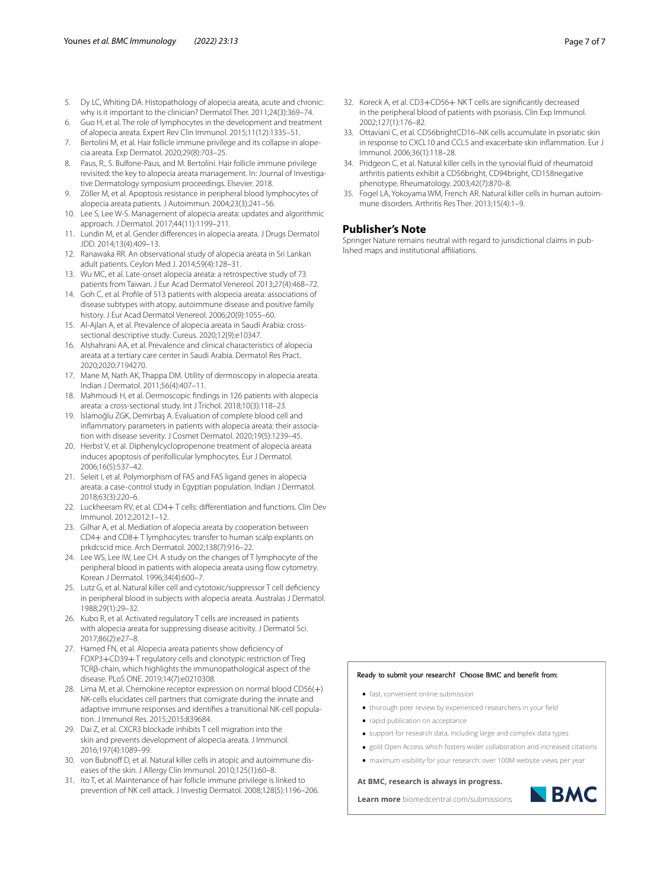5. Dy LC, Whiting DA. Histopathology of alopecia areata, acute and chronic: why is it important to the clinician? Dermatol Ther. 2011;24(3):369–74.
6. Guo H, et al. The role of lymphocytes in the development and treatment of alopecia areata. Expert Rev Clin Immunol. 2015;11(12):1335–51.
7. Bertolini M, et al. Hair follicle immune privilege and its collapse in alopecia areata. Exp Dermatol. 2020;29(8):703–25.
8. Paus, R., S. Bulfone-Paus, and M. Bertolini. Hair follicle immune privilege revisited: the key to alopecia areata management. In: Journal of Investigative Dermatology symposium proceedings. Elsevier. 2018.
9. Zöller M, et al. Apoptosis resistance in peripheral blood lymphocytes of alopecia areata patients. J Autoimmun. 2004;23(3):241–56.
10. Lee S, Lee W-S. Management of alopecia areata: updates and algorithmic approach. J Dermatol. 2017;44(11):1199–211.
11. Lundin M, et al. Gender differences in alopecia areata. J Drugs Dermatol JDD. 2014;13(4):409–13.
12. Ranawaka RR. An observational study of alopecia areata in Sri Lankan adult patients. Ceylon Med J. 2014;59(4):128–31.
13. Wu MC, et al. Late-onset alopecia areata: a retrospective study of 73 patients from Taiwan. J Eur Acad Dermatol Venereol. 2013;27(4):468–72.
14. Goh C, et al. Profile of 513 patients with alopecia areata: associations of disease subtypes with atopy, autoimmune disease and positive family history. J Eur Acad Dermatol Venereol. 2006;20(9):1055–60.
15. Al-Ajlan A, et al. Prevalence of alopecia areata in Saudi Arabia: cross-sectional descriptive study. Cureus. 2020;12(9):e10347.
16. Alshahrani AA, et al. Prevalence and clinical characteristics of alopecia areata at a tertiary care center in Saudi Arabia. Dermatol Res Pract. 2020;2020:7194270.
17. Mane M, Nath AK, Thappa DM. Utility of dermoscopy in alopecia areata. Indian J Dermatol. 2011;56(4):407–11.
18. Mahmoudi H, et al. Dermoscopic findings in 126 patients with alopecia areata: a cross-sectional study. Int J Trichol. 2018;10(3):118–23.
19. İslamoğlu ZGK, Demirbaş A. Evaluation of complete blood cell and inflammatory parameters in patients with alopecia areata: their association with disease severity. J Cosmet Dermatol. 2020;19(5):1239–45.
20. Herbst V, et al. Diphenylcyclopropenone treatment of alopecia areata induces apoptosis of perifollicular lymphocytes. Eur J Dermatol. 2006;16(5):537–42.
21. Seleit I, et al. Polymorphism of FAS and FAS ligand genes in alopecia areata: a case-control study in Egyptian population. Indian J Dermatol. 2018;63(3):220–6.
22. Luckheeram RV, et al. CD4+ T cells: differentiation and functions. Clin Dev Immunol. 2012;2012:1–12.
23. Gilhar A, et al. Mediation of alopecia areata by cooperation between CD4+ and CD8+ T lymphocytes: transfer to human scalp explants on prkdcscid mice. Arch Dermatol. 2002;138(7):916–22.
24. Lee WS, Lee IW, Lee CH. A study on the changes of T lymphocyte of the peripheral blood in patients with alopecia areata using flow cytometry. Korean J Dermatol. 1996;34(4):600–7.
25. Lutz G, et al. Natural killer cell and cytotoxic/suppressor T cell deficiency in peripheral blood in subjects with alopecia areata. Australas J Dermatol. 1988;29(1):29–32.
26. Kubo R, et al. Activated regulatory T cells are increased in patients with alopecia areata for suppressing disease acitivity. J Dermatol Sci. 2017;86(2):e27–8.
27. Hamed FN, et al. Alopecia areata patients show deficiency of FOXP3+CD39+ T regulatory cells and clonotypic restriction of Treg TCRβ-chain, which highlights the immunopathological aspect of the disease. PLoS ONE. 2019;14(7):e0210308.
28. Lima M, et al. Chemokine receptor expression on normal blood CD56(+) NK-cells elucidates cell partners that comigrate during the innate and adaptive immune responses and identifies a transitional NK-cell population. J Immunol Res. 2015;2015:839684.
29. Dai Z, et al. CXCR3 blockade inhibits T cell migration into the skin and prevents development of alopecia areata. J Immunol. 2016;197(4):1089–99.
30. von Bubnoff D, et al. Natural killer cells in atopic and autoimmune diseases of the skin. J Allergy Clin Immunol. 2010;125(1):60–8.
31. Ito T, et al. Maintenance of hair follicle immune privilege is linked to prevention of NK cell attack. J Investig Dermatol. 2008;128(5):1196–206.
32. Koreck A, et al. CD3+CD56+ NK T cells are significantly decreased in the peripheral blood of patients with psoriasis. Clin Exp Immunol. 2002;127(1):176–82.
33. Ottaviani C, et al. CD56brightCD16–NK cells accumulate in psoriatic skin in response to CXCL10 and CCL5 and exacerbate skin inflammation. Eur J Immunol. 2006;36(1):118–28.
34. Pridgeon C, et al. Natural killer cells in the synovial fluid of rheumatoid arthritis patients exhibit a CD56bright, CD94bright, CD158negative phenotype. Rheumatology. 2003;42(7):870–8.
35. Fogel LA, Yokoyama WM, French AR. Natural killer cells in human autoimmune disorders. Arthritis Res Ther. 2013;15(4):1–9.

## Publisher's Note

Springer Nature remains neutral with regard to jurisdictional claims in published maps and institutional affiliations.

Ready to submit your research? Choose BMC and benefit from:

- fast, convenient online submission
- thorough peer review by experienced researchers in your field
- rapid publication on acceptance
- support for research data, including large and complex data types
- gold Open Access which fosters wider collaboration and increased citations
- maximum visibility for your research: over 100M website views per year

**At BMC, research is always in progress.**

**Learn more** biomedcentral.com/submissions

BMC